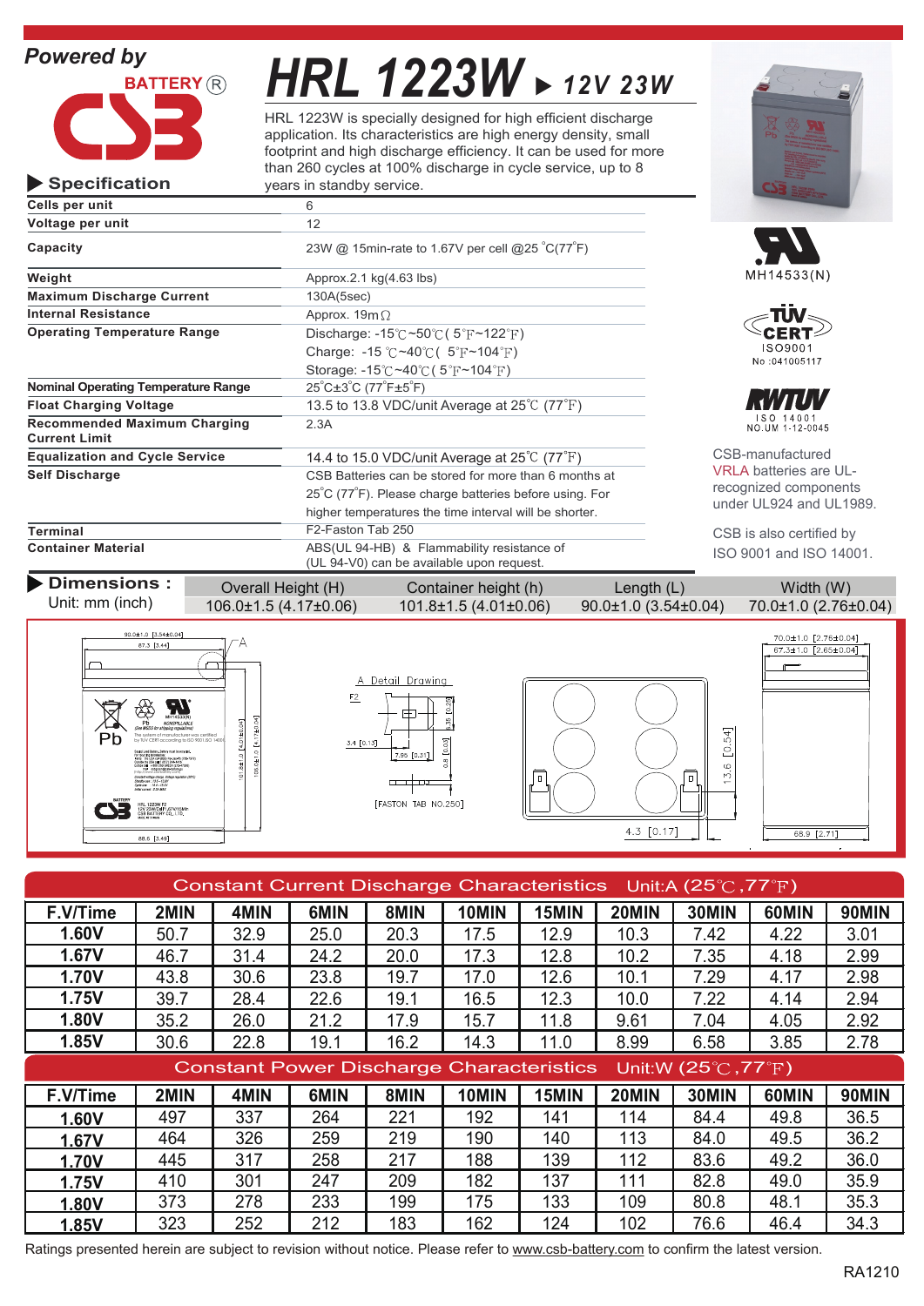Powered by

BATTERY®

CSB

# HRL 1223W ▶ 12V 23W

HRL 1223W is specially designed for high efficient discharge application. Its characteristics are high energy density, small footprint and high discharge efficiency. It can be used for more than 260 cycles at 100% discharge in cycle service, up to 8 years in standby service.

## ▶ Specification

| | |
|---|---|
| **Cells per unit** | 6 |
| **Voltage per unit** | 12 |
| **Capacity** | 23W @ 15min-rate to 1.67V per cell @25°C(77°F) |
| **Weight** | Approx.2.1 kg(4.63 lbs) |
| **Maximum Discharge Current** | 130A(5sec) |
| **Internal Resistance** | Approx. 19mΩ |
| **Operating Temperature Range** | Discharge: -15℃~50℃ ( 5°F~122°F) <br> Charge: -15 ℃~40℃ ( 5°F~104°F) <br> Storage: -15℃~40℃ ( 5°F~104°F) |
| **Nominal Operating Temperature Range** | 25°C±3°C (77°F±5°F) |
| **Float Charging Voltage** | 13.5 to 13.8 VDC/unit Average at 25℃ (77°F) |
| **Recommended Maximum Charging Current Limit** | 2.3A |
| **Equalization and Cycle Service** | 14.4 to 15.0 VDC/unit Average at 25℃ (77°F) |
| **Self Discharge** | CSB Batteries can be stored for more than 6 months at 25°C (77°F). Please charge batteries before using. For higher temperatures the time interval will be shorter. |
| **Terminal** | F2-Faston Tab 250 |
| **Container Material** | ABS(UL 94-HB) & Flammability resistance of (UL 94-V0) can be available upon request. |

MH14533(N)

TÜV CERT ISO9001 No :041005117

RWTÜV ISO 14001 NO.UM 1-12-0045

CSB-manufactured VRLA batteries are UL-recognized components under UL924 and UL1989.

CSB is also certified by ISO 9001 and ISO 14001.

## ▶ Dimensions :

Unit: mm (inch)

| Overall Height (H) | Container height (h) | Length (L) | Width (W) |
|---|---|---|---|
| 106.0±1.5 (4.17±0.06) | 101.8±1.5 (4.01±0.06) | 90.0±1.0 (3.54±0.04) | 70.0±1.0 (2.76±0.04) |

## Constant Current Discharge Characteristics Unit:A (25℃,77°F)

| F.V/Time | 2MIN | 4MIN | 6MIN | 8MIN | 10MIN | 15MIN | 20MIN | 30MIN | 60MIN | 90MIN |
|---|---|---|---|---|---|---|---|---|---|---|
| 1.60V | 50.7 | 32.9 | 25.0 | 20.3 | 17.5 | 12.9 | 10.3 | 7.42 | 4.22 | 3.01 |
| 1.67V | 46.7 | 31.4 | 24.2 | 20.0 | 17.3 | 12.8 | 10.2 | 7.35 | 4.18 | 2.99 |
| 1.70V | 43.8 | 30.6 | 23.8 | 19.7 | 17.0 | 12.6 | 10.1 | 7.29 | 4.17 | 2.98 |
| 1.75V | 39.7 | 28.4 | 22.6 | 19.1 | 16.5 | 12.3 | 10.0 | 7.22 | 4.14 | 2.94 |
| 1.80V | 35.2 | 26.0 | 21.2 | 17.9 | 15.7 | 11.8 | 9.61 | 7.04 | 4.05 | 2.92 |
| 1.85V | 30.6 | 22.8 | 19.1 | 16.2 | 14.3 | 11.0 | 8.99 | 6.58 | 3.85 | 2.78 |

## Constant Power Discharge Characteristics Unit:W (25℃,77°F)

| F.V/Time | 2MIN | 4MIN | 6MIN | 8MIN | 10MIN | 15MIN | 20MIN | 30MIN | 60MIN | 90MIN |
|---|---|---|---|---|---|---|---|---|---|---|
| 1.60V | 497 | 337 | 264 | 221 | 192 | 141 | 114 | 84.4 | 49.8 | 36.5 |
| 1.67V | 464 | 326 | 259 | 219 | 190 | 140 | 113 | 84.0 | 49.5 | 36.2 |
| 1.70V | 445 | 317 | 258 | 217 | 188 | 139 | 112 | 83.6 | 49.2 | 36.0 |
| 1.75V | 410 | 301 | 247 | 209 | 182 | 137 | 111 | 82.8 | 49.0 | 35.9 |
| 1.80V | 373 | 278 | 233 | 199 | 175 | 133 | 109 | 80.8 | 48.1 | 35.3 |
| 1.85V | 323 | 252 | 212 | 183 | 162 | 124 | 102 | 76.6 | 46.4 | 34.3 |

Ratings presented herein are subject to revision without notice. Please refer to www.csb-battery.com to confirm the latest version.

RA1210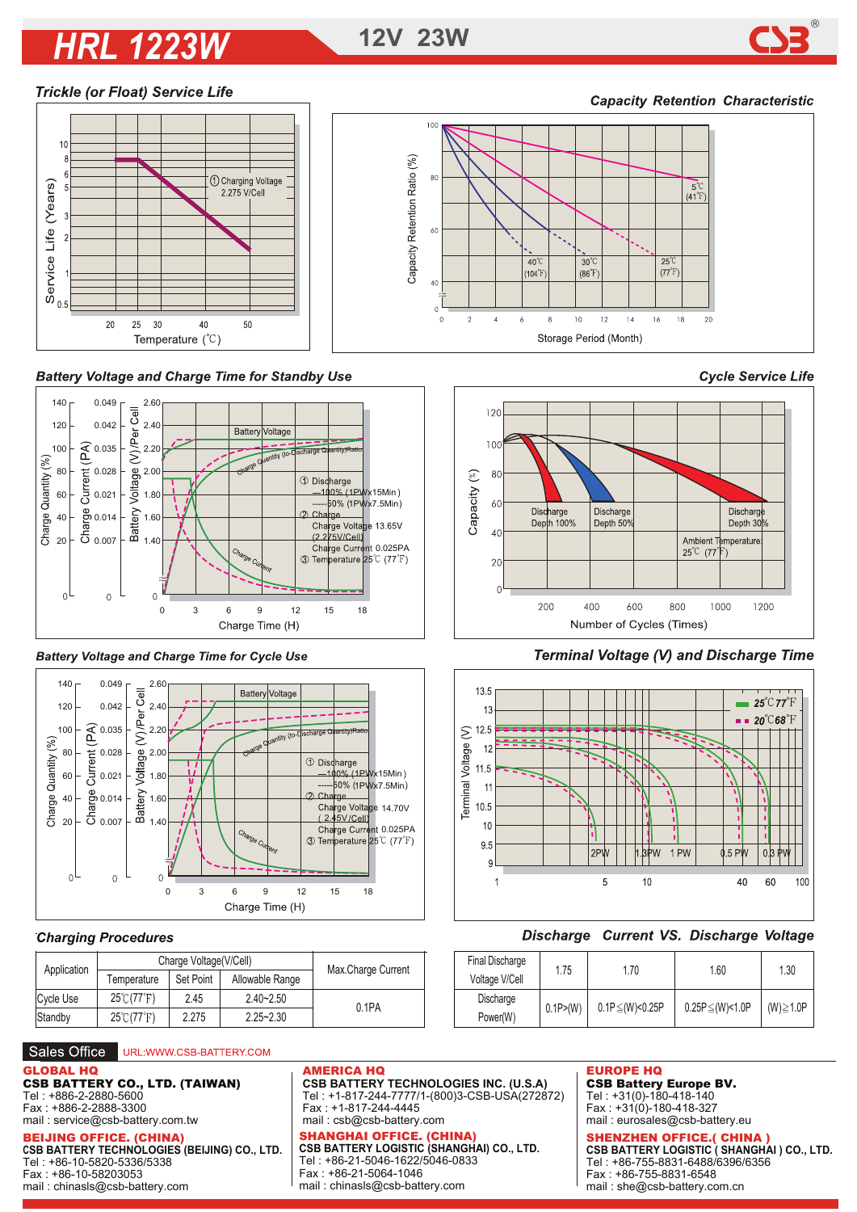# HRL 1223W

12V 23W

CSB®

## Trickle (or Float) Service Life

Service Life (Years)

10
8
6
5
3
2
1
0.5

20 25 30 40 50

Temperature (℃)

① Charging Voltage
2.275 V/Cell

## Capacity Retention Characteristic

Capacity Retention Ratio (%)

100
80
60
40
0

0 2 4 6 8 10 12 14 16 18 20

Storage Period (Month)

5℃ (41℉)
40℃ (104℉)
30℃ (86℉)
25℃ (77℉)

## Battery Voltage and Charge Time for Standby Use

Charge Quantity (%): 140 120 100 80 60 40 20 0

Charge Current (PA): 0.049 0.042 0.035 0.028 0.021 0.014 0.007 0

Battery Voltage (V)/Per Cell: 2.60 2.40 2.20 2.00 1.80 1.60 1.40 0

Battery Voltage

Charge Quantity (to-Discharge Quantity)Ratio

Charge Current

① Discharge
—100% (1PWx15Min)
-----50% (1PWx7.5Min)
② Charge
Charge Voltage 13.65V
(2.275V/Cell)
Charge Current 0.025PA
③ Temperature 25℃ (77℉)

0 3 6 9 12 15 18

Charge Time (H)

## Cycle Service Life

Capacity (%)

120
100
80
60
40
20
0

200 400 600 800 1000 1200

Number of Cycles (Times)

Discharge Depth 100%
Discharge Depth 50%
Discharge Depth 30%
Ambient Temperature: 25℃ (77℉)

## Battery Voltage and Charge Time for Cycle Use

Charge Quantity (%): 140 120 100 80 60 40 20 0

Charge Current (PA): 0.049 0.042 0.035 0.028 0.021 0.014 0.007 0

Battery Voltage (V)/Per Cell: 2.60 2.40 2.20 2.00 1.80 1.60 1.40 0

Battery Voltage

Charge Quantity (to-Discharge Quantity)Ratio

Charge Current

① Discharge
—100% (1PWx15Min)
-----50% (1PWx7.5Min)
② Charge
Charge Voltage 14.70V
( 2.45V/Cell)
Charge Current 0.025PA
③ Temperature 25℃ (77℉)

0 3 6 9 12 15 18

Charge Time (H)

## Terminal Voltage (V) and Discharge Time

Terminal Voltage (V)

13.5
13
12.5
12
11.5
11
10.5
10
9.5
9

1 5 10 40 60 100

25℃ 77℉
20℃ 68℉

2PW 1.3PW 1 PW 0.5 PW 0.3 PW

## Charging Procedures

| Application | Charge Voltage(V/Cell) | | | Max.Charge Current |
|---|---|---|---|---|
| | Temperature | Set Point | Allowable Range | |
| Cycle Use | 25℃(77℉) | 2.45 | 2.40~2.50 | 0.1PA |
| Standby | 25℃(77℉) | 2.275 | 2.25~2.30 | |

## Discharge Current VS. Discharge Voltage

| Final Discharge Voltage V/Cell | 1.75 | 1.70 | 1.60 | 1.30 |
|---|---|---|---|---|
| Discharge Power(W) | 0.1P>(W) | 0.1P≦(W)<0.25P | 0.25P≦(W)<1.0P | (W)≧1.0P |

## Sales Office

URL:WWW.CSB-BATTERY.COM

**GLOBAL HQ**
**CSB BATTERY CO., LTD. (TAIWAN)**
Tel : +886-2-2880-5600
Fax : +886-2-2888-3300
mail : service@csb-battery.com.tw

**BEIJING OFFICE. (CHINA)**
**CSB BATTERY TECHNOLOGIES (BEIJING) CO., LTD.**
Tel : +86-10-5820-5336/5338
Fax : +86-10-58203053
mail : chinasls@csb-battery.com

**AMERICA HQ**
**CSB BATTERY TECHNOLOGIES INC. (U.S.A)**
Tel : +1-817-244-7777/1-(800)3-CSB-USA(272872)
Fax : +1-817-244-4445
mail : csb@csb-battery.com

**SHANGHAI OFFICE. (CHINA)**
**CSB BATTERY LOGISTIC (SHANGHAI) CO., LTD.**
Tel : +86-21-5046-1622/5046-0833
Fax : +86-21-5064-1046
mail : chinasls@csb-battery.com

**EUROPE HQ**
**CSB Battery Europe BV.**
Tel : +31(0)-180-418-140
Fax : +31(0)-180-418-327
mail : eurosales@csb-battery.eu

**SHENZHEN OFFICE.( CHINA )**
**CSB BATTERY LOGISTIC ( SHANGHAI ) CO., LTD.**
Tel : +86-755-8831-6488/6396/6356
Fax : +86-755-8831-6548
mail : she@csb-battery.com.cn